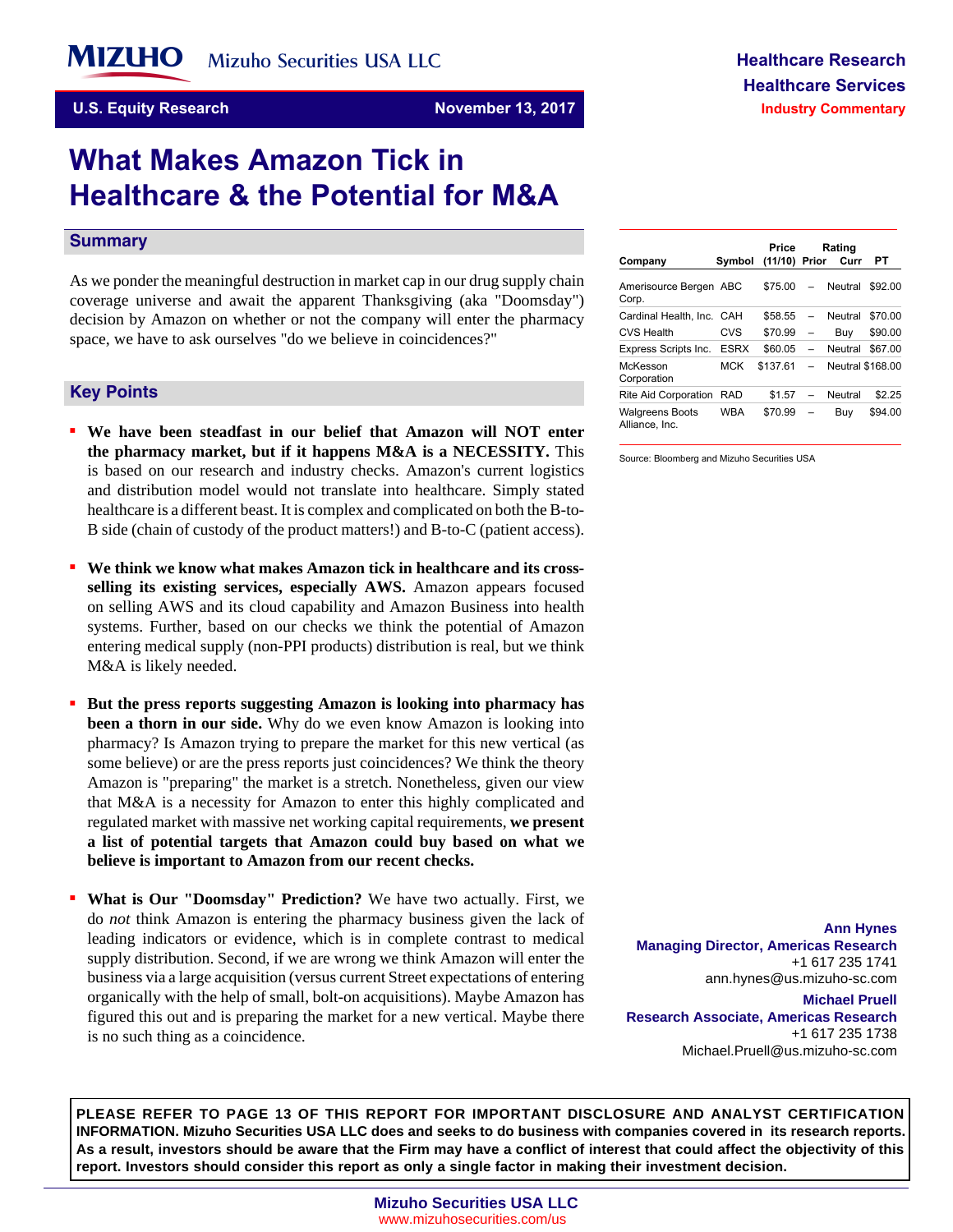Mizuho Securities USA LLC

**Healthcare Research**
**Healthcare Services**
**Industry Commentary**

**U.S. Equity Research** — **November 13, 2017**

# What Makes Amazon Tick in Healthcare & the Potential for M&A

## Summary

As we ponder the meaningful destruction in market cap in our drug supply chain coverage universe and await the apparent Thanksgiving (aka "Doomsday") decision by Amazon on whether or not the company will enter the pharmacy space, we have to ask ourselves "do we believe in coincidences?"

## Key Points

- **We have been steadfast in our belief that Amazon will NOT enter the pharmacy market, but if it happens M&A is a NECESSITY.** This is based on our research and industry checks. Amazon's current logistics and distribution model would not translate into healthcare. Simply stated healthcare is a different beast. It is complex and complicated on both the B-to-B side (chain of custody of the product matters!) and B-to-C (patient access).

- **We think we know what makes Amazon tick in healthcare and its cross-selling its existing services, especially AWS.** Amazon appears focused on selling AWS and its cloud capability and Amazon Business into health systems. Further, based on our checks we think the potential of Amazon entering medical supply (non-PPI products) distribution is real, but we think M&A is likely needed.

- **But the press reports suggesting Amazon is looking into pharmacy has been a thorn in our side.** Why do we even know Amazon is looking into pharmacy? Is Amazon trying to prepare the market for this new vertical (as some believe) or are the press reports just coincidences? We think the theory Amazon is "preparing" the market is a stretch. Nonetheless, given our view that M&A is a necessity for Amazon to enter this highly complicated and regulated market with massive net working capital requirements, **we present a list of potential targets that Amazon could buy based on what we believe is important to Amazon from our recent checks.**

- **What is Our "Doomsday" Prediction?** We have two actually. First, we do *not* think Amazon is entering the pharmacy business given the lack of leading indicators or evidence, which is in complete contrast to medical supply distribution. Second, if we are wrong we think Amazon will enter the business via a large acquisition (versus current Street expectations of entering organically with the help of small, bolt-on acquisitions). Maybe Amazon has figured this out and is preparing the market for a new vertical. Maybe there is no such thing as a coincidence.

| Company | Symbol | Price (11/10) | Rating Prior | Rating Curr | PT |
|---|---|---|---|---|---|
| Amerisource Bergen Corp. | ABC | $75.00 | – | Neutral | $92.00 |
| Cardinal Health, Inc. | CAH | $58.55 | – | Neutral | $70.00 |
| CVS Health | CVS | $70.99 | – | Buy | $90.00 |
| Express Scripts Inc. | ESRX | $60.05 | – | Neutral | $67.00 |
| McKesson Corporation | MCK | $137.61 | – | Neutral | $168.00 |
| Rite Aid Corporation | RAD | $1.57 | – | Neutral | $2.25 |
| Walgreens Boots Alliance, Inc. | WBA | $70.99 | – | Buy | $94.00 |

Source: Bloomberg and Mizuho Securities USA

**Ann Hynes**
**Managing Director, Americas Research**
+1 617 235 1741
ann.hynes@us.mizuho-sc.com

**Michael Pruell**
**Research Associate, Americas Research**
+1 617 235 1738
Michael.Pruell@us.mizuho-sc.com

**PLEASE REFER TO PAGE 13 OF THIS REPORT FOR IMPORTANT DISCLOSURE AND ANALYST CERTIFICATION INFORMATION. Mizuho Securities USA LLC does and seeks to do business with companies covered in its research reports. As a result, investors should be aware that the Firm may have a conflict of interest that could affect the objectivity of this report. Investors should consider this report as only a single factor in making their investment decision.**

**Mizuho Securities USA LLC**
www.mizuhosecurities.com/us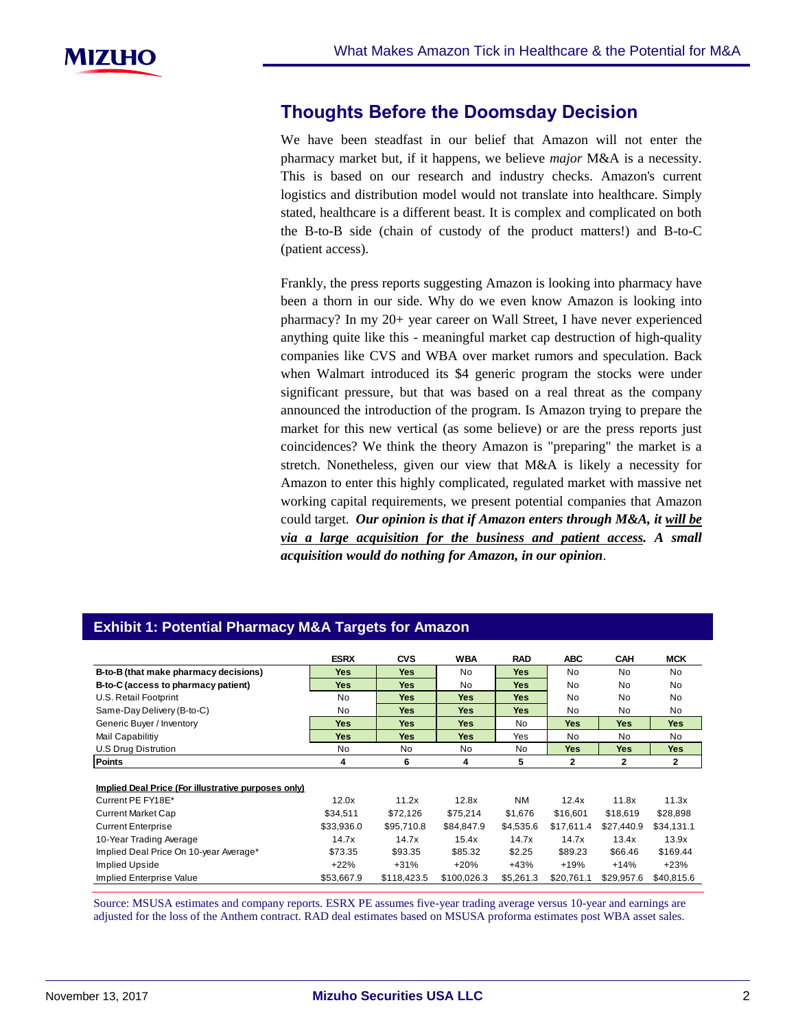## Thoughts Before the Doomsday Decision

We have been steadfast in our belief that Amazon will not enter the pharmacy market but, if it happens, we believe *major* M&A is a necessity. This is based on our research and industry checks. Amazon's current logistics and distribution model would not translate into healthcare. Simply stated, healthcare is a different beast. It is complex and complicated on both the B-to-B side (chain of custody of the product matters!) and B-to-C (patient access).

Frankly, the press reports suggesting Amazon is looking into pharmacy have been a thorn in our side. Why do we even know Amazon is looking into pharmacy? In my 20+ year career on Wall Street, I have never experienced anything quite like this - meaningful market cap destruction of high-quality companies like CVS and WBA over market rumors and speculation. Back when Walmart introduced its $4 generic program the stocks were under significant pressure, but that was based on a real threat as the company announced the introduction of the program. Is Amazon trying to prepare the market for this new vertical (as some believe) or are the press reports just coincidences? We think the theory Amazon is "preparing" the market is a stretch. Nonetheless, given our view that M&A is likely a necessity for Amazon to enter this highly complicated, regulated market with massive net working capital requirements, we present potential companies that Amazon could target. ***Our opinion is that if Amazon enters through M&A, it <u>will be via a large acquisition for the business and patient access</u>. A small acquisition would do nothing for Amazon, in our opinion*.**

### Exhibit 1: Potential Pharmacy M&A Targets for Amazon

| | ESRX | CVS | WBA | RAD | ABC | CAH | MCK |
|---|---|---|---|---|---|---|---|
| **B-to-B (that make pharmacy decisions)** | Yes | Yes | No | Yes | No | No | No |
| **B-to-C (access to pharmacy patient)** | Yes | Yes | No | Yes | No | No | No |
| U.S. Retail Footprint | No | Yes | Yes | Yes | No | No | No |
| Same-Day Delivery (B-to-C) | No | Yes | Yes | Yes | No | No | No |
| Generic Buyer / Inventory | Yes | Yes | Yes | No | Yes | Yes | Yes |
| Mail Capabilitiy | Yes | Yes | Yes | Yes | No | No | No |
| U.S Drug Distrution | No | No | No | No | Yes | Yes | Yes |
| **Points** | 4 | 6 | 4 | 5 | 2 | 2 | 2 |
| | | | | | | | |
| <u>Implied Deal Price (For illustrative purposes only)</u> | | | | | | | |
| Current PE FY18E* | 12.0x | 11.2x | 12.8x | NM | 12.4x | 11.8x | 11.3x |
| Current Market Cap | $34,511 | $72,126 | $75,214 | $1,676 | $16,601 | $18,619 | $28,898 |
| Current Enterprise | $33,936.0 | $95,710.8 | $84,847.9 | $4,535.6 | $17,611.4 | $27,440.9 | $34,131.1 |
| 10-Year Trading Average | 14.7x | 14.7x | 15.4x | 14.7x | 14.7x | 13.4x | 13.9x |
| Implied Deal Price On 10-year Average* | $73.35 | $93.35 | $85.32 | $2.25 | $89.23 | $66.46 | $169.44 |
| Implied Upside | +22% | +31% | +20% | +43% | +19% | +14% | +23% |
| Implied Enterprise Value | $53,667.9 | $118,423.5 | $100,026.3 | $5,261.3 | $20,761.1 | $29,957.6 | $40,815.6 |

Source: MSUSA estimates and company reports. ESRX PE assumes five-year trading average versus 10-year and earnings are adjusted for the loss of the Anthem contract. RAD deal estimates based on MSUSA proforma estimates post WBA asset sales.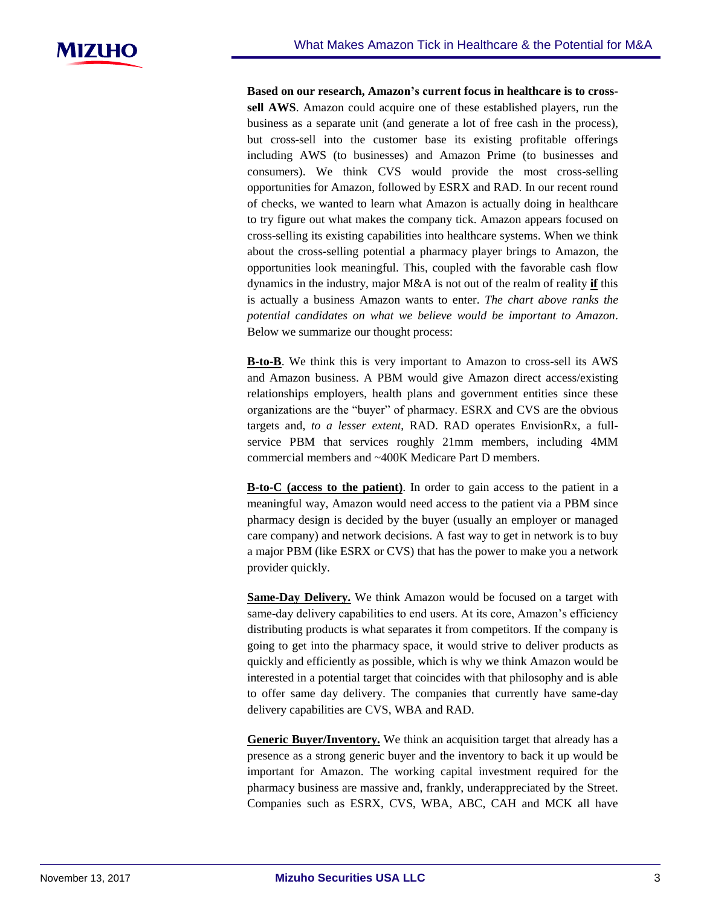**Based on our research, Amazon's current focus in healthcare is to cross-sell AWS**. Amazon could acquire one of these established players, run the business as a separate unit (and generate a lot of free cash in the process), but cross-sell into the customer base its existing profitable offerings including AWS (to businesses) and Amazon Prime (to businesses and consumers). We think CVS would provide the most cross-selling opportunities for Amazon, followed by ESRX and RAD. In our recent round of checks, we wanted to learn what Amazon is actually doing in healthcare to try figure out what makes the company tick. Amazon appears focused on cross-selling its existing capabilities into healthcare systems. When we think about the cross-selling potential a pharmacy player brings to Amazon, the opportunities look meaningful. This, coupled with the favorable cash flow dynamics in the industry, major M&A is not out of the realm of reality **<u>if</u>** this is actually a business Amazon wants to enter. *The chart above ranks the potential candidates on what we believe would be important to Amazon*. Below we summarize our thought process:

**<u>B-to-B</u>**. We think this is very important to Amazon to cross-sell its AWS and Amazon business. A PBM would give Amazon direct access/existing relationships employers, health plans and government entities since these organizations are the "buyer" of pharmacy. ESRX and CVS are the obvious targets and, *to a lesser extent*, RAD. RAD operates EnvisionRx, a full-service PBM that services roughly 21mm members, including 4MM commercial members and ~400K Medicare Part D members.

**<u>B-to-C (access to the patient)</u>**. In order to gain access to the patient in a meaningful way, Amazon would need access to the patient via a PBM since pharmacy design is decided by the buyer (usually an employer or managed care company) and network decisions. A fast way to get in network is to buy a major PBM (like ESRX or CVS) that has the power to make you a network provider quickly.

**<u>Same-Day Delivery.</u>** We think Amazon would be focused on a target with same-day delivery capabilities to end users. At its core, Amazon's efficiency distributing products is what separates it from competitors. If the company is going to get into the pharmacy space, it would strive to deliver products as quickly and efficiently as possible, which is why we think Amazon would be interested in a potential target that coincides with that philosophy and is able to offer same day delivery. The companies that currently have same-day delivery capabilities are CVS, WBA and RAD.

**<u>Generic Buyer/Inventory.</u>** We think an acquisition target that already has a presence as a strong generic buyer and the inventory to back it up would be important for Amazon. The working capital investment required for the pharmacy business are massive and, frankly, underappreciated by the Street. Companies such as ESRX, CVS, WBA, ABC, CAH and MCK all have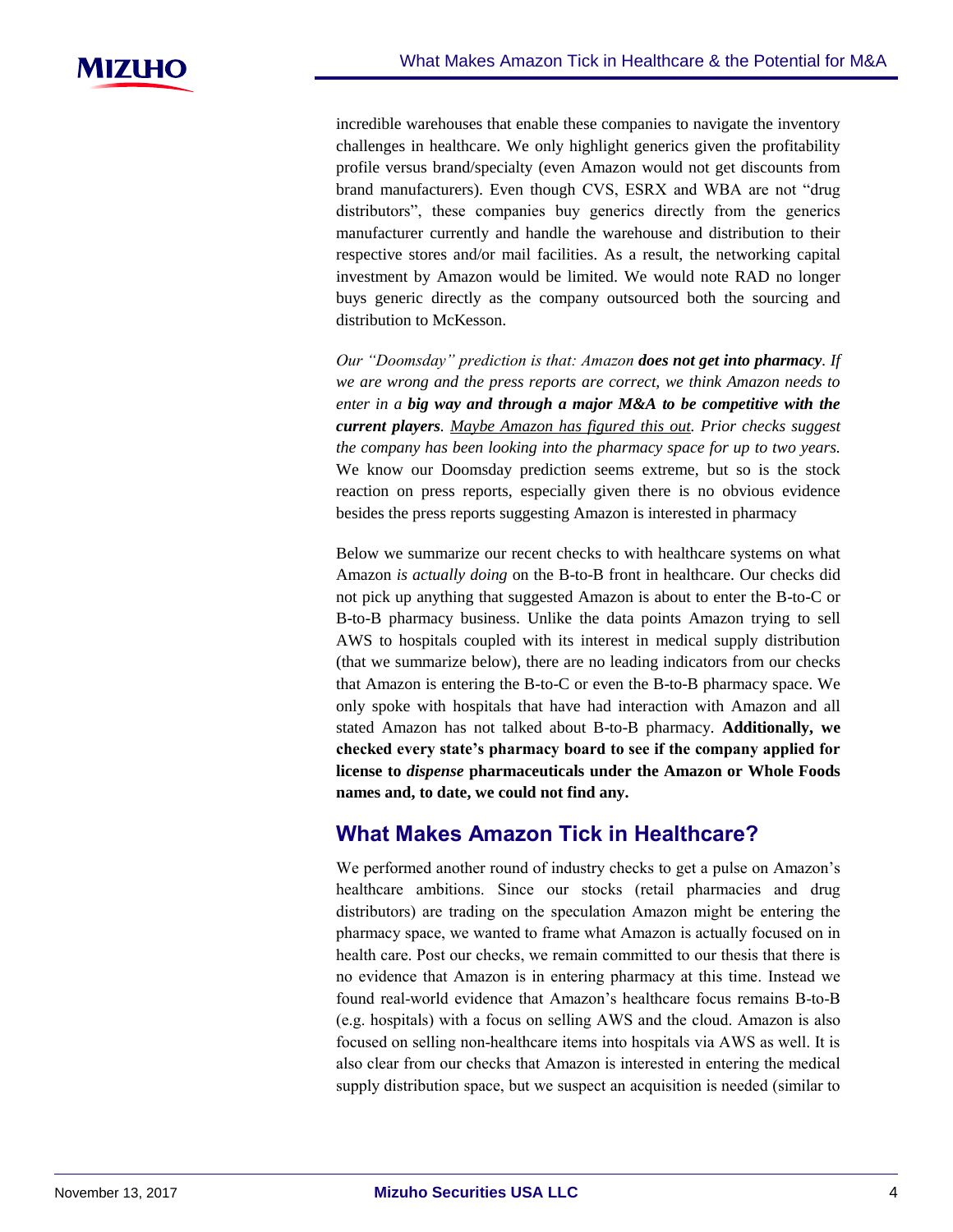incredible warehouses that enable these companies to navigate the inventory challenges in healthcare. We only highlight generics given the profitability profile versus brand/specialty (even Amazon would not get discounts from brand manufacturers). Even though CVS, ESRX and WBA are not "drug distributors", these companies buy generics directly from the generics manufacturer currently and handle the warehouse and distribution to their respective stores and/or mail facilities. As a result, the networking capital investment by Amazon would be limited. We would note RAD no longer buys generic directly as the company outsourced both the sourcing and distribution to McKesson.

*Our "Doomsday" prediction is that: Amazon* ***does not get into pharmacy****. If we are wrong and the press reports are correct, we think Amazon needs to enter in a* ***big way and through a major M&A to be competitive with the current players****. <u>Maybe Amazon has figured this out</u>. Prior checks suggest the company has been looking into the pharmacy space for up to two years.* We know our Doomsday prediction seems extreme, but so is the stock reaction on press reports, especially given there is no obvious evidence besides the press reports suggesting Amazon is interested in pharmacy

Below we summarize our recent checks to with healthcare systems on what Amazon *is actually doing* on the B-to-B front in healthcare. Our checks did not pick up anything that suggested Amazon is about to enter the B-to-C or B-to-B pharmacy business. Unlike the data points Amazon trying to sell AWS to hospitals coupled with its interest in medical supply distribution (that we summarize below), there are no leading indicators from our checks that Amazon is entering the B-to-C or even the B-to-B pharmacy space. We only spoke with hospitals that have had interaction with Amazon and all stated Amazon has not talked about B-to-B pharmacy. **Additionally, we checked every state's pharmacy board to see if the company applied for license to *dispense* pharmaceuticals under the Amazon or Whole Foods names and, to date, we could not find any.**

## What Makes Amazon Tick in Healthcare?

We performed another round of industry checks to get a pulse on Amazon's healthcare ambitions. Since our stocks (retail pharmacies and drug distributors) are trading on the speculation Amazon might be entering the pharmacy space, we wanted to frame what Amazon is actually focused on in health care. Post our checks, we remain committed to our thesis that there is no evidence that Amazon is in entering pharmacy at this time. Instead we found real-world evidence that Amazon's healthcare focus remains B-to-B (e.g. hospitals) with a focus on selling AWS and the cloud. Amazon is also focused on selling non-healthcare items into hospitals via AWS as well. It is also clear from our checks that Amazon is interested in entering the medical supply distribution space, but we suspect an acquisition is needed (similar to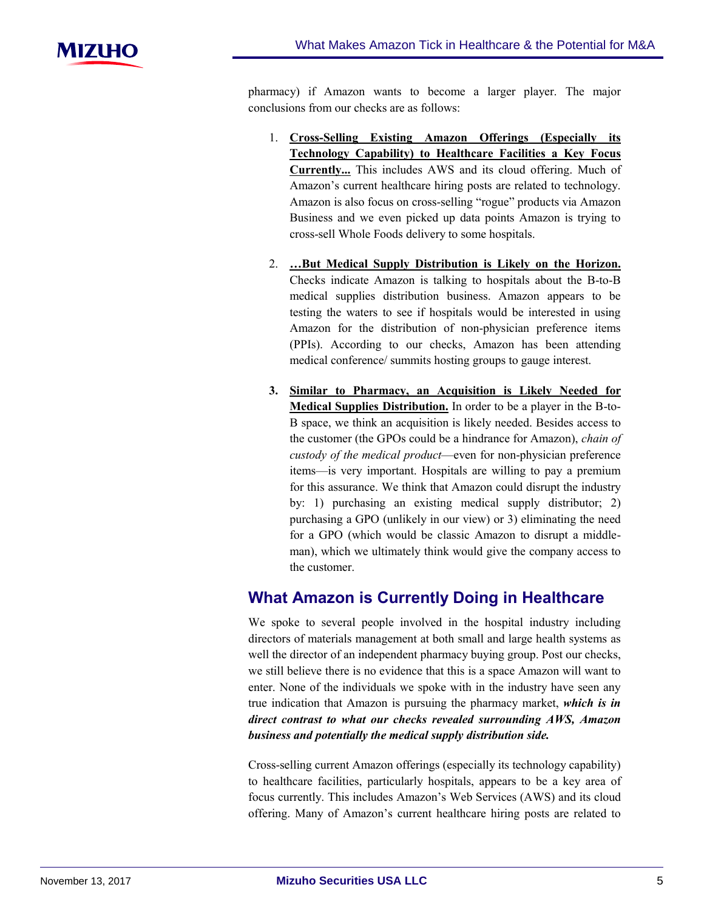pharmacy) if Amazon wants to become a larger player. The major conclusions from our checks are as follows:

1. **Cross-Selling Existing Amazon Offerings (Especially its Technology Capability) to Healthcare Facilities a Key Focus Currently...** This includes AWS and its cloud offering. Much of Amazon's current healthcare hiring posts are related to technology. Amazon is also focus on cross-selling "rogue" products via Amazon Business and we even picked up data points Amazon is trying to cross-sell Whole Foods delivery to some hospitals.

2. **…But Medical Supply Distribution is Likely on the Horizon.** Checks indicate Amazon is talking to hospitals about the B-to-B medical supplies distribution business. Amazon appears to be testing the waters to see if hospitals would be interested in using Amazon for the distribution of non-physician preference items (PPIs). According to our checks, Amazon has been attending medical conference/ summits hosting groups to gauge interest.

3. **Similar to Pharmacy, an Acquisition is Likely Needed for Medical Supplies Distribution.** In order to be a player in the B-to-B space, we think an acquisition is likely needed. Besides access to the customer (the GPOs could be a hindrance for Amazon), *chain of custody of the medical product*—even for non-physician preference items—is very important. Hospitals are willing to pay a premium for this assurance. We think that Amazon could disrupt the industry by: 1) purchasing an existing medical supply distributor; 2) purchasing a GPO (unlikely in our view) or 3) eliminating the need for a GPO (which would be classic Amazon to disrupt a middle-man), which we ultimately think would give the company access to the customer.

## What Amazon is Currently Doing in Healthcare

We spoke to several people involved in the hospital industry including directors of materials management at both small and large health systems as well the director of an independent pharmacy buying group. Post our checks, we still believe there is no evidence that this is a space Amazon will want to enter. None of the individuals we spoke with in the industry have seen any true indication that Amazon is pursuing the pharmacy market, ***which is in direct contrast to what our checks revealed surrounding AWS, Amazon business and potentially the medical supply distribution side.***

Cross-selling current Amazon offerings (especially its technology capability) to healthcare facilities, particularly hospitals, appears to be a key area of focus currently. This includes Amazon's Web Services (AWS) and its cloud offering. Many of Amazon's current healthcare hiring posts are related to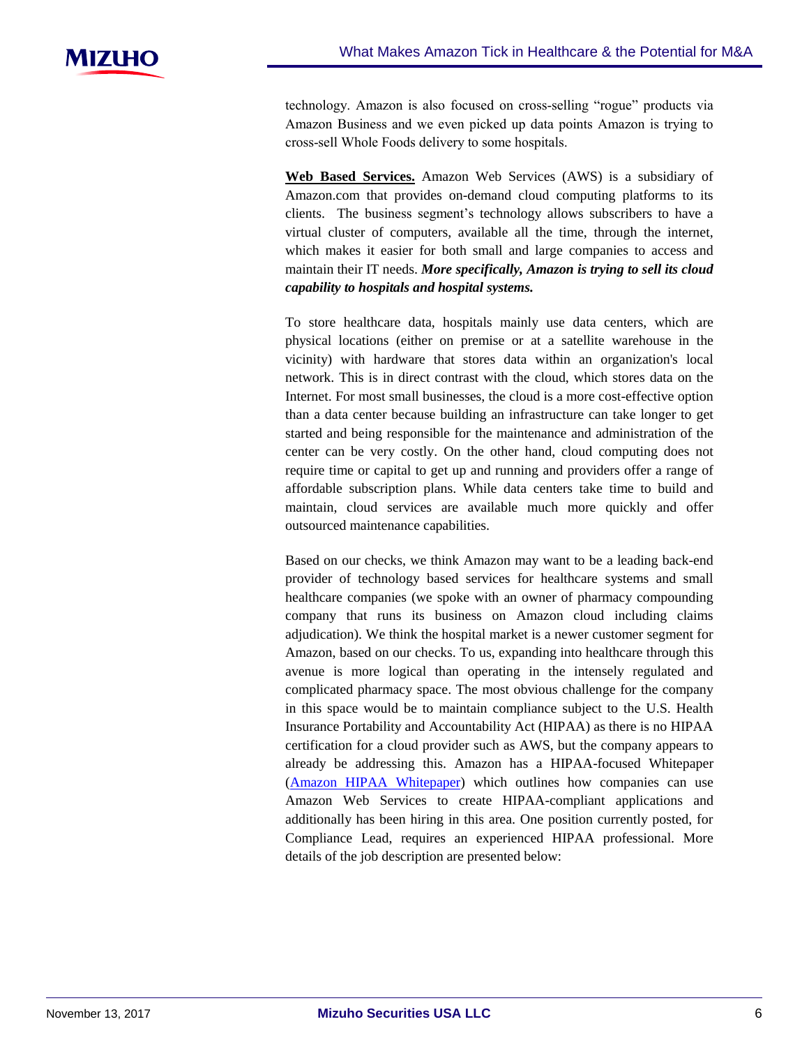technology. Amazon is also focused on cross-selling "rogue" products via Amazon Business and we even picked up data points Amazon is trying to cross-sell Whole Foods delivery to some hospitals.

**Web Based Services.** Amazon Web Services (AWS) is a subsidiary of Amazon.com that provides on-demand cloud computing platforms to its clients. The business segment's technology allows subscribers to have a virtual cluster of computers, available all the time, through the internet, which makes it easier for both small and large companies to access and maintain their IT needs. ***More specifically, Amazon is trying to sell its cloud capability to hospitals and hospital systems.***

To store healthcare data, hospitals mainly use data centers, which are physical locations (either on premise or at a satellite warehouse in the vicinity) with hardware that stores data within an organization's local network. This is in direct contrast with the cloud, which stores data on the Internet. For most small businesses, the cloud is a more cost-effective option than a data center because building an infrastructure can take longer to get started and being responsible for the maintenance and administration of the center can be very costly. On the other hand, cloud computing does not require time or capital to get up and running and providers offer a range of affordable subscription plans. While data centers take time to build and maintain, cloud services are available much more quickly and offer outsourced maintenance capabilities.

Based on our checks, we think Amazon may want to be a leading back-end provider of technology based services for healthcare systems and small healthcare companies (we spoke with an owner of pharmacy compounding company that runs its business on Amazon cloud including claims adjudication). We think the hospital market is a newer customer segment for Amazon, based on our checks. To us, expanding into healthcare through this avenue is more logical than operating in the intensely regulated and complicated pharmacy space. The most obvious challenge for the company in this space would be to maintain compliance subject to the U.S. Health Insurance Portability and Accountability Act (HIPAA) as there is no HIPAA certification for a cloud provider such as AWS, but the company appears to already be addressing this. Amazon has a HIPAA-focused Whitepaper (Amazon HIPAA Whitepaper) which outlines how companies can use Amazon Web Services to create HIPAA-compliant applications and additionally has been hiring in this area. One position currently posted, for Compliance Lead, requires an experienced HIPAA professional. More details of the job description are presented below: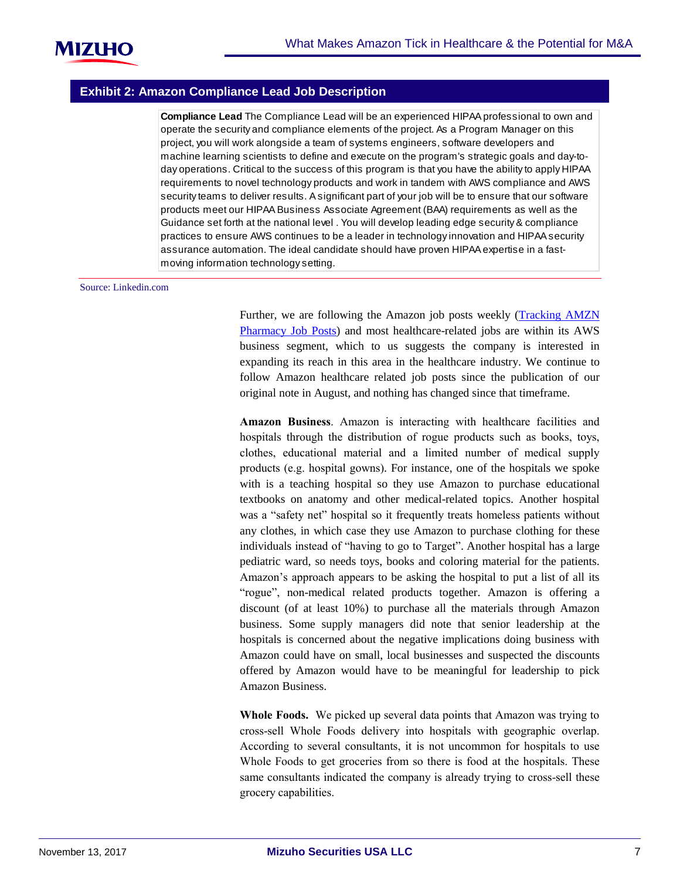**Exhibit 2: Amazon Compliance Lead Job Description**

**Compliance Lead** The Compliance Lead will be an experienced HIPAA professional to own and operate the security and compliance elements of the project. As a Program Manager on this project, you will work alongside a team of systems engineers, software developers and machine learning scientists to define and execute on the program's strategic goals and day-to-day operations. Critical to the success of this program is that you have the ability to apply HIPAA requirements to novel technology products and work in tandem with AWS compliance and AWS security teams to deliver results. A significant part of your job will be to ensure that our software products meet our HIPAA Business Associate Agreement (BAA) requirements as well as the Guidance set forth at the national level . You will develop leading edge security & compliance practices to ensure AWS continues to be a leader in technology innovation and HIPAA security assurance automation. The ideal candidate should have proven HIPAA expertise in a fast-moving information technology setting.

Source: Linkedin.com

Further, we are following the Amazon job posts weekly (Tracking AMZN Pharmacy Job Posts) and most healthcare-related jobs are within its AWS business segment, which to us suggests the company is interested in expanding its reach in this area in the healthcare industry. We continue to follow Amazon healthcare related job posts since the publication of our original note in August, and nothing has changed since that timeframe.

**Amazon Business**. Amazon is interacting with healthcare facilities and hospitals through the distribution of rogue products such as books, toys, clothes, educational material and a limited number of medical supply products (e.g. hospital gowns). For instance, one of the hospitals we spoke with is a teaching hospital so they use Amazon to purchase educational textbooks on anatomy and other medical-related topics. Another hospital was a "safety net" hospital so it frequently treats homeless patients without any clothes, in which case they use Amazon to purchase clothing for these individuals instead of "having to go to Target". Another hospital has a large pediatric ward, so needs toys, books and coloring material for the patients. Amazon's approach appears to be asking the hospital to put a list of all its "rogue", non-medical related products together. Amazon is offering a discount (of at least 10%) to purchase all the materials through Amazon business. Some supply managers did note that senior leadership at the hospitals is concerned about the negative implications doing business with Amazon could have on small, local businesses and suspected the discounts offered by Amazon would have to be meaningful for leadership to pick Amazon Business.

**Whole Foods.** We picked up several data points that Amazon was trying to cross-sell Whole Foods delivery into hospitals with geographic overlap. According to several consultants, it is not uncommon for hospitals to use Whole Foods to get groceries from so there is food at the hospitals. These same consultants indicated the company is already trying to cross-sell these grocery capabilities.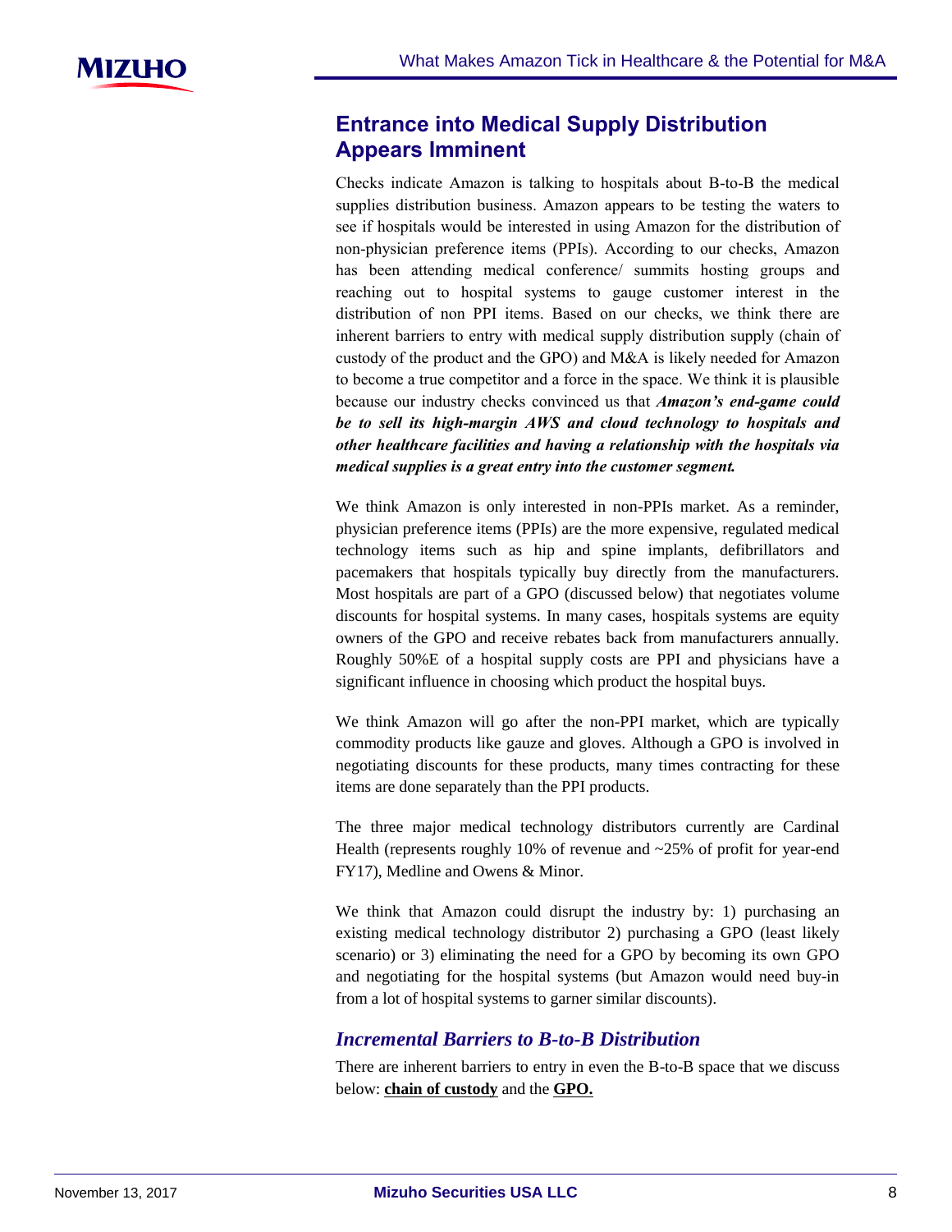## Entrance into Medical Supply Distribution Appears Imminent

Checks indicate Amazon is talking to hospitals about B-to-B the medical supplies distribution business. Amazon appears to be testing the waters to see if hospitals would be interested in using Amazon for the distribution of non-physician preference items (PPIs). According to our checks, Amazon has been attending medical conference/ summits hosting groups and reaching out to hospital systems to gauge customer interest in the distribution of non PPI items. Based on our checks, we think there are inherent barriers to entry with medical supply distribution supply (chain of custody of the product and the GPO) and M&A is likely needed for Amazon to become a true competitor and a force in the space. We think it is plausible because our industry checks convinced us that ***Amazon's end-game could be to sell its high-margin AWS and cloud technology to hospitals and other healthcare facilities and having a relationship with the hospitals via medical supplies is a great entry into the customer segment.***

We think Amazon is only interested in non-PPIs market. As a reminder, physician preference items (PPIs) are the more expensive, regulated medical technology items such as hip and spine implants, defibrillators and pacemakers that hospitals typically buy directly from the manufacturers. Most hospitals are part of a GPO (discussed below) that negotiates volume discounts for hospital systems. In many cases, hospitals systems are equity owners of the GPO and receive rebates back from manufacturers annually. Roughly 50%E of a hospital supply costs are PPI and physicians have a significant influence in choosing which product the hospital buys.

We think Amazon will go after the non-PPI market, which are typically commodity products like gauze and gloves. Although a GPO is involved in negotiating discounts for these products, many times contracting for these items are done separately than the PPI products.

The three major medical technology distributors currently are Cardinal Health (represents roughly 10% of revenue and ~25% of profit for year-end FY17), Medline and Owens & Minor.

We think that Amazon could disrupt the industry by: 1) purchasing an existing medical technology distributor 2) purchasing a GPO (least likely scenario) or 3) eliminating the need for a GPO by becoming its own GPO and negotiating for the hospital systems (but Amazon would need buy-in from a lot of hospital systems to garner similar discounts).

### *Incremental Barriers to B-to-B Distribution*

There are inherent barriers to entry in even the B-to-B space that we discuss below: **chain of custody** and the **GPO.**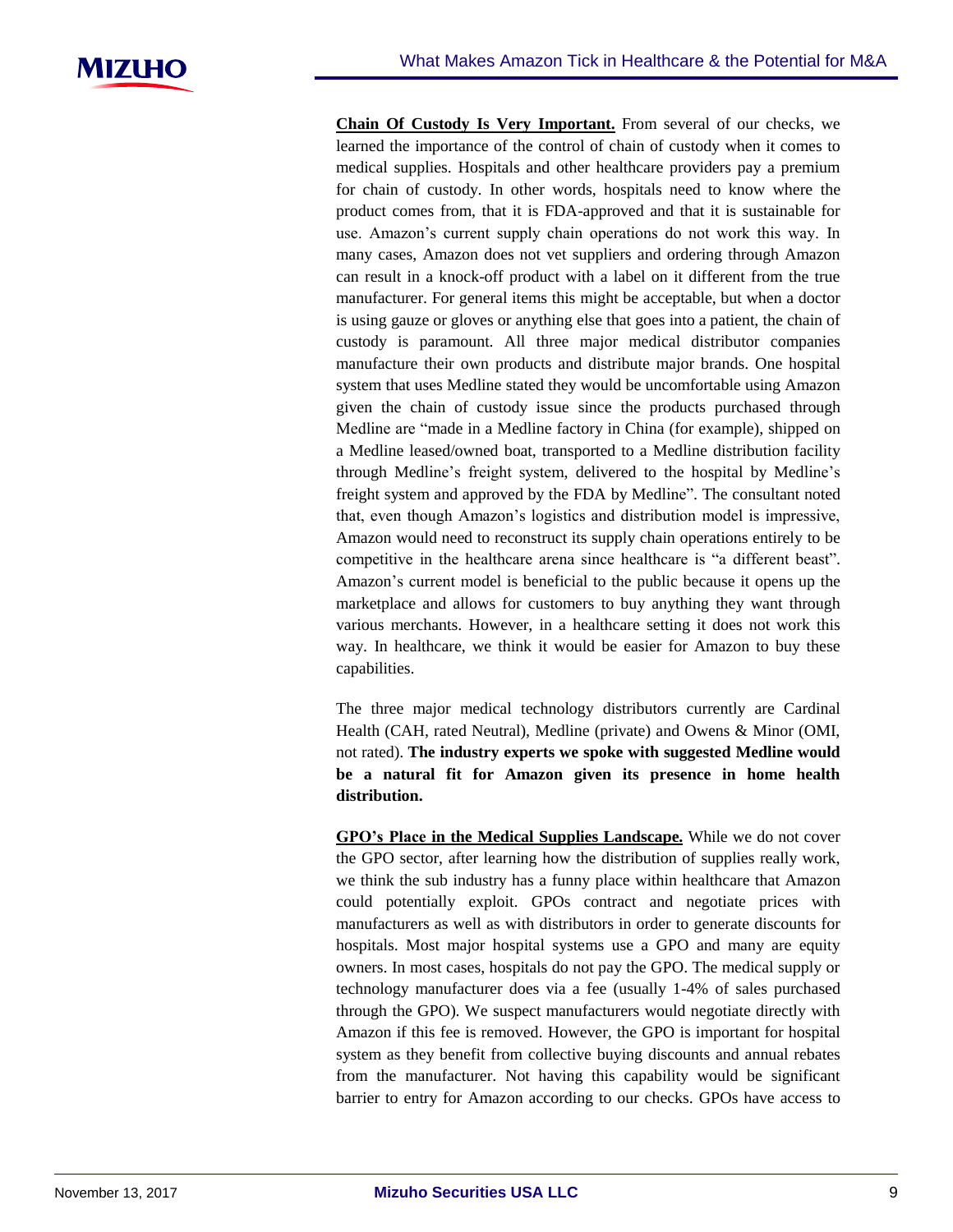**Chain Of Custody Is Very Important.** From several of our checks, we learned the importance of the control of chain of custody when it comes to medical supplies. Hospitals and other healthcare providers pay a premium for chain of custody. In other words, hospitals need to know where the product comes from, that it is FDA-approved and that it is sustainable for use. Amazon's current supply chain operations do not work this way. In many cases, Amazon does not vet suppliers and ordering through Amazon can result in a knock-off product with a label on it different from the true manufacturer. For general items this might be acceptable, but when a doctor is using gauze or gloves or anything else that goes into a patient, the chain of custody is paramount. All three major medical distributor companies manufacture their own products and distribute major brands. One hospital system that uses Medline stated they would be uncomfortable using Amazon given the chain of custody issue since the products purchased through Medline are "made in a Medline factory in China (for example), shipped on a Medline leased/owned boat, transported to a Medline distribution facility through Medline's freight system, delivered to the hospital by Medline's freight system and approved by the FDA by Medline". The consultant noted that, even though Amazon's logistics and distribution model is impressive, Amazon would need to reconstruct its supply chain operations entirely to be competitive in the healthcare arena since healthcare is "a different beast". Amazon's current model is beneficial to the public because it opens up the marketplace and allows for customers to buy anything they want through various merchants. However, in a healthcare setting it does not work this way. In healthcare, we think it would be easier for Amazon to buy these capabilities.

The three major medical technology distributors currently are Cardinal Health (CAH, rated Neutral), Medline (private) and Owens & Minor (OMI, not rated). **The industry experts we spoke with suggested Medline would be a natural fit for Amazon given its presence in home health distribution.**

**GPO's Place in the Medical Supplies Landscape.** While we do not cover the GPO sector, after learning how the distribution of supplies really work, we think the sub industry has a funny place within healthcare that Amazon could potentially exploit. GPOs contract and negotiate prices with manufacturers as well as with distributors in order to generate discounts for hospitals. Most major hospital systems use a GPO and many are equity owners. In most cases, hospitals do not pay the GPO. The medical supply or technology manufacturer does via a fee (usually 1-4% of sales purchased through the GPO). We suspect manufacturers would negotiate directly with Amazon if this fee is removed. However, the GPO is important for hospital system as they benefit from collective buying discounts and annual rebates from the manufacturer. Not having this capability would be significant barrier to entry for Amazon according to our checks. GPOs have access to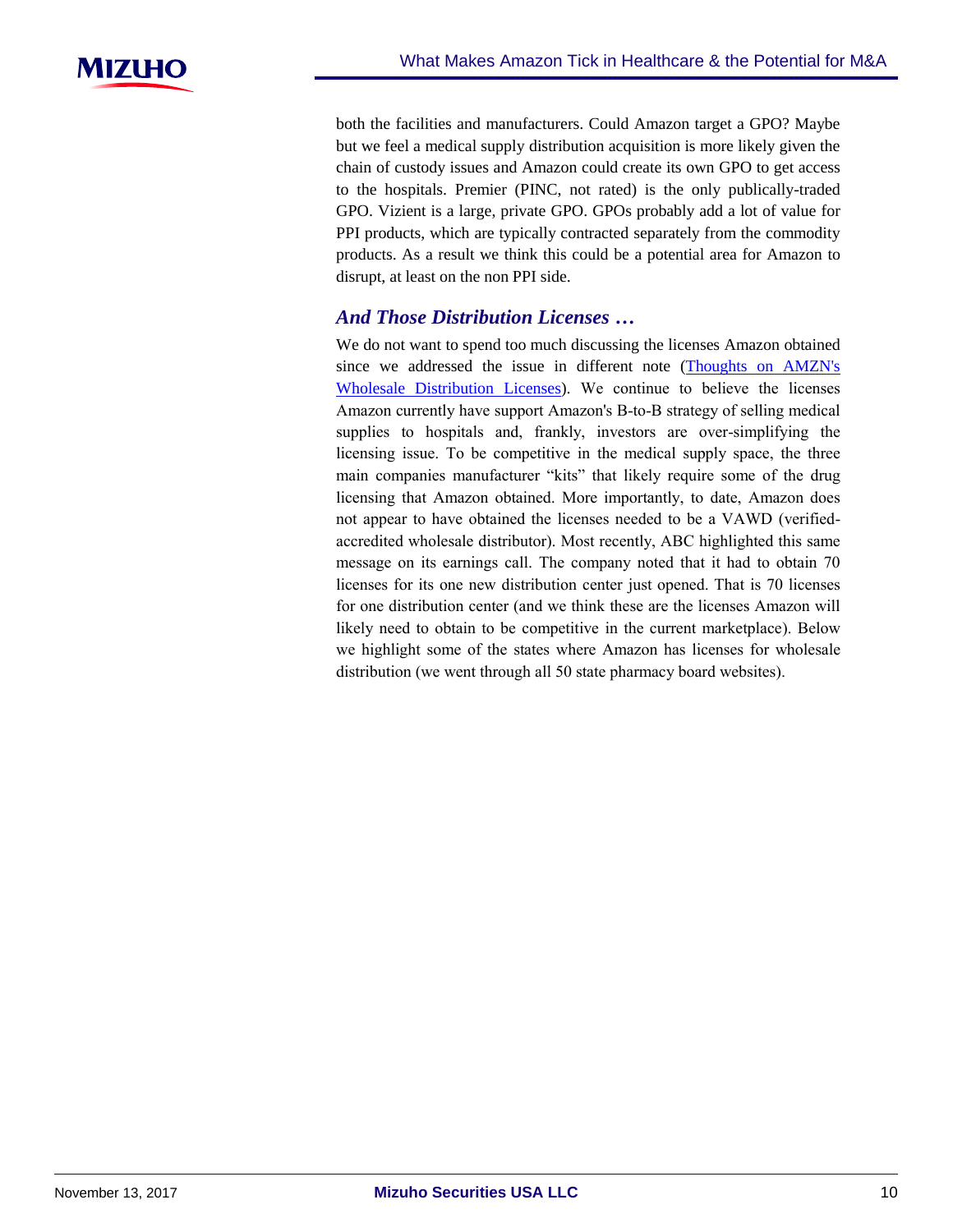both the facilities and manufacturers. Could Amazon target a GPO? Maybe but we feel a medical supply distribution acquisition is more likely given the chain of custody issues and Amazon could create its own GPO to get access to the hospitals. Premier (PINC, not rated) is the only publically-traded GPO. Vizient is a large, private GPO. GPOs probably add a lot of value for PPI products, which are typically contracted separately from the commodity products. As a result we think this could be a potential area for Amazon to disrupt, at least on the non PPI side.

### *And Those Distribution Licenses …*

We do not want to spend too much discussing the licenses Amazon obtained since we addressed the issue in different note (Thoughts on AMZN's Wholesale Distribution Licenses). We continue to believe the licenses Amazon currently have support Amazon's B-to-B strategy of selling medical supplies to hospitals and, frankly, investors are over-simplifying the licensing issue. To be competitive in the medical supply space, the three main companies manufacturer "kits" that likely require some of the drug licensing that Amazon obtained. More importantly, to date, Amazon does not appear to have obtained the licenses needed to be a VAWD (verified-accredited wholesale distributor). Most recently, ABC highlighted this same message on its earnings call. The company noted that it had to obtain 70 licenses for its one new distribution center just opened. That is 70 licenses for one distribution center (and we think these are the licenses Amazon will likely need to obtain to be competitive in the current marketplace). Below we highlight some of the states where Amazon has licenses for wholesale distribution (we went through all 50 state pharmacy board websites).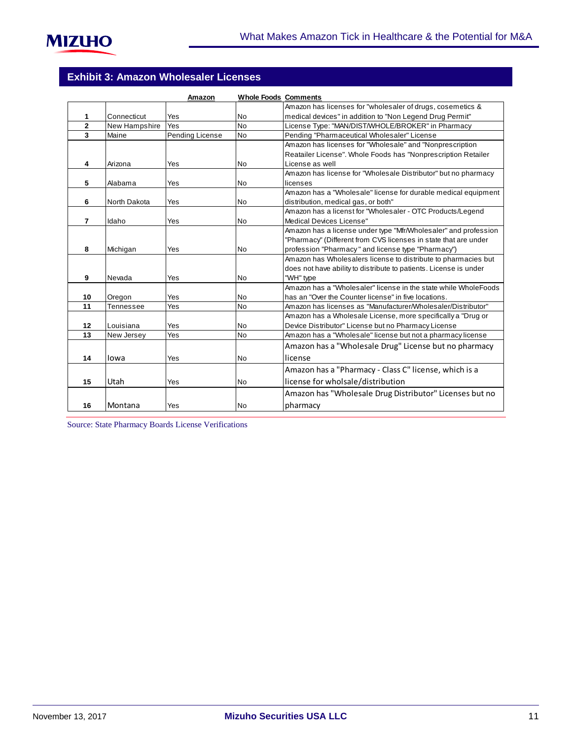## Exhibit 3: Amazon Wholesaler Licenses

| | | Amazon | Whole Foods | Comments |
|---|---|---|---|---|
| 1 | Connecticut | Yes | No | Amazon has licenses for "wholesaler of drugs, cosemetics & medical devices" in addition to "Non Legend Drug Permit" |
| 2 | New Hampshire | Yes | No | License Type: "MAN/DIST/WHOLE/BROKER" in Pharmacy |
| 3 | Maine | Pending License | No | Pending "Pharmaceutical Wholesaler" License |
| 4 | Arizona | Yes | No | Amazon has licenses for "Wholesale" and "Nonprescription Reatailer License". Whole Foods has "Nonprescription Retailer License as well |
| 5 | Alabama | Yes | No | Amazon has license for "Wholesale Distributor" but no pharmacy licenses |
| 6 | North Dakota | Yes | No | Amazon has a "Wholesale" license for durable medical equipment distribution, medical gas, or both" |
| 7 | Idaho | Yes | No | Amazon has a licenst for "Wholesaler - OTC Products/Legend Medical Devices License" |
| 8 | Michigan | Yes | No | Amazon has a license under type "Mfr/Wholesaler" and profession "Pharmacy" (Different from CVS licenses in state that are under profession "Pharmacy" and license type "Pharmacy") |
| 9 | Nevada | Yes | No | Amazon has Wholesalers license to distribute to pharmacies but does not have ability to distribute to patients. License is under "WH" type |
| 10 | Oregon | Yes | No | Amazon has a "Wholesaler" license in the state while WholeFoods has an "Over the Counter license" in five locations. |
| 11 | Tennessee | Yes | No | Amazon has licenses as "Manufacturer/Wholesaler/Distributor" |
| 12 | Louisiana | Yes | No | Amazon has a Wholesale License, more specifically a "Drug or Device Distributor" License but no Pharmacy License |
| 13 | New Jersey | Yes | No | Amazon has a "Wholesale" license but not a pharmacy license |
| 14 | Iowa | Yes | No | Amazon has a "Wholesale Drug" License but no pharmacy license |
| 15 | Utah | Yes | No | Amazon has a "Pharmacy - Class C" license, which is a license for wholsale/distribution |
| 16 | Montana | Yes | No | Amazon has "Wholesale Drug Distributor" Licenses but no pharmacy |

Source: State Pharmacy Boards License Verifications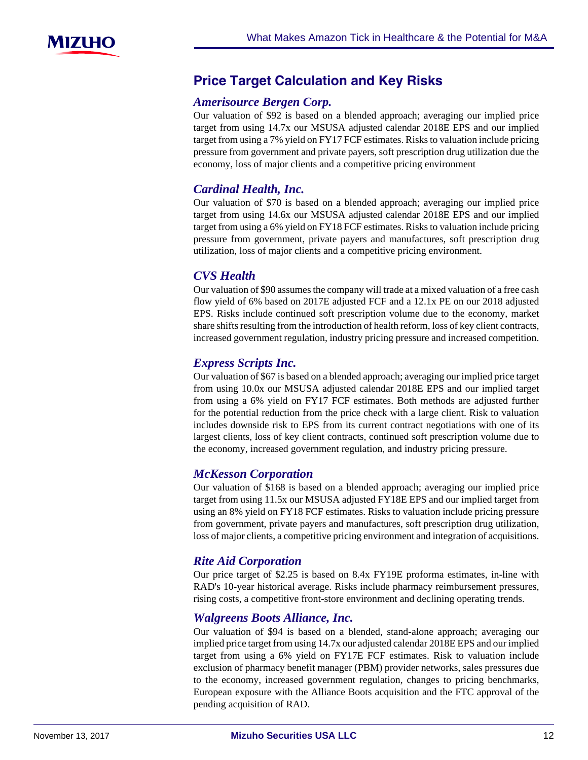## Price Target Calculation and Key Risks

### *Amerisource Bergen Corp.*

Our valuation of $92 is based on a blended approach; averaging our implied price target from using 14.7x our MSUSA adjusted calendar 2018E EPS and our implied target from using a 7% yield on FY17 FCF estimates. Risks to valuation include pricing pressure from government and private payers, soft prescription drug utilization due the economy, loss of major clients and a competitive pricing environment

### *Cardinal Health, Inc.*

Our valuation of $70 is based on a blended approach; averaging our implied price target from using 14.6x our MSUSA adjusted calendar 2018E EPS and our implied target from using a 6% yield on FY18 FCF estimates. Risks to valuation include pricing pressure from government, private payers and manufactures, soft prescription drug utilization, loss of major clients and a competitive pricing environment.

### *CVS Health*

Our valuation of $90 assumes the company will trade at a mixed valuation of a free cash flow yield of 6% based on 2017E adjusted FCF and a 12.1x PE on our 2018 adjusted EPS. Risks include continued soft prescription volume due to the economy, market share shifts resulting from the introduction of health reform, loss of key client contracts, increased government regulation, industry pricing pressure and increased competition.

### *Express Scripts Inc.*

Our valuation of $67 is based on a blended approach; averaging our implied price target from using 10.0x our MSUSA adjusted calendar 2018E EPS and our implied target from using a 6% yield on FY17 FCF estimates. Both methods are adjusted further for the potential reduction from the price check with a large client. Risk to valuation includes downside risk to EPS from its current contract negotiations with one of its largest clients, loss of key client contracts, continued soft prescription volume due to the economy, increased government regulation, and industry pricing pressure.

### *McKesson Corporation*

Our valuation of $168 is based on a blended approach; averaging our implied price target from using 11.5x our MSUSA adjusted FY18E EPS and our implied target from using an 8% yield on FY18 FCF estimates. Risks to valuation include pricing pressure from government, private payers and manufactures, soft prescription drug utilization, loss of major clients, a competitive pricing environment and integration of acquisitions.

### *Rite Aid Corporation*

Our price target of $2.25 is based on 8.4x FY19E proforma estimates, in-line with RAD's 10-year historical average. Risks include pharmacy reimbursement pressures, rising costs, a competitive front-store environment and declining operating trends.

### *Walgreens Boots Alliance, Inc.*

Our valuation of $94 is based on a blended, stand-alone approach; averaging our implied price target from using 14.7x our adjusted calendar 2018E EPS and our implied target from using a 6% yield on FY17E FCF estimates. Risk to valuation include exclusion of pharmacy benefit manager (PBM) provider networks, sales pressures due to the economy, increased government regulation, changes to pricing benchmarks, European exposure with the Alliance Boots acquisition and the FTC approval of the pending acquisition of RAD.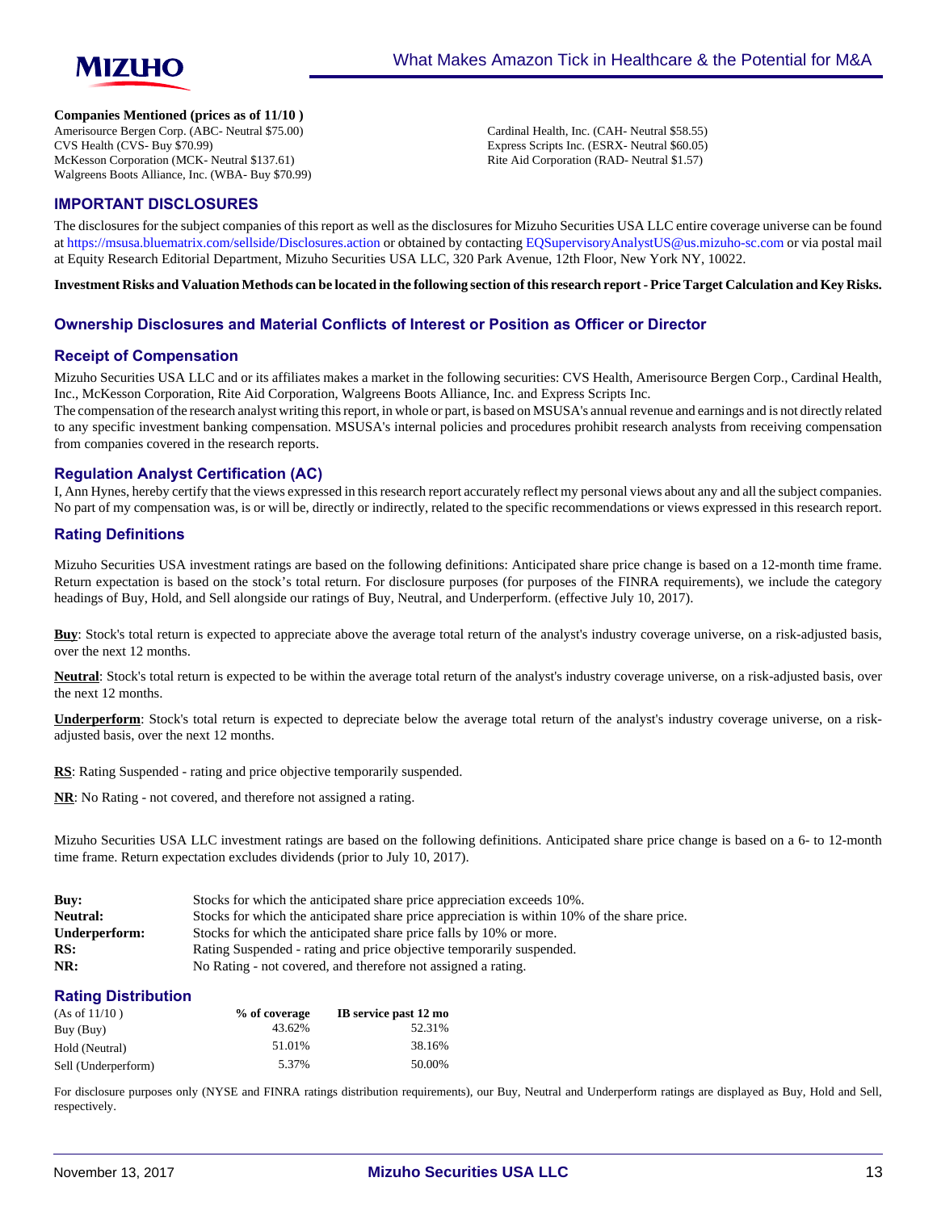**Companies Mentioned (prices as of 11/10 )**

Amerisource Bergen Corp. (ABC- Neutral $75.00)
CVS Health (CVS- Buy $70.99)
McKesson Corporation (MCK- Neutral $137.61)
Walgreens Boots Alliance, Inc. (WBA- Buy $70.99)
Cardinal Health, Inc. (CAH- Neutral $58.55)
Express Scripts Inc. (ESRX- Neutral $60.05)
Rite Aid Corporation (RAD- Neutral $1.57)

## IMPORTANT DISCLOSURES

The disclosures for the subject companies of this report as well as the disclosures for Mizuho Securities USA LLC entire coverage universe can be found at https://msusa.bluematrix.com/sellside/Disclosures.action or obtained by contacting EQSupervisoryAnalystUS@us.mizuho-sc.com or via postal mail at Equity Research Editorial Department, Mizuho Securities USA LLC, 320 Park Avenue, 12th Floor, New York NY, 10022.

**Investment Risks and Valuation Methods can be located in the following section of this research report - Price Target Calculation and Key Risks.**

## Ownership Disclosures and Material Conflicts of Interest or Position as Officer or Director

## Receipt of Compensation

Mizuho Securities USA LLC and or its affiliates makes a market in the following securities: CVS Health, Amerisource Bergen Corp., Cardinal Health, Inc., McKesson Corporation, Rite Aid Corporation, Walgreens Boots Alliance, Inc. and Express Scripts Inc.

The compensation of the research analyst writing this report, in whole or part, is based on MSUSA's annual revenue and earnings and is not directly related to any specific investment banking compensation. MSUSA's internal policies and procedures prohibit research analysts from receiving compensation from companies covered in the research reports.

## Regulation Analyst Certification (AC)

I, Ann Hynes, hereby certify that the views expressed in this research report accurately reflect my personal views about any and all the subject companies. No part of my compensation was, is or will be, directly or indirectly, related to the specific recommendations or views expressed in this research report.

## Rating Definitions

Mizuho Securities USA investment ratings are based on the following definitions: Anticipated share price change is based on a 12-month time frame. Return expectation is based on the stock's total return. For disclosure purposes (for purposes of the FINRA requirements), we include the category headings of Buy, Hold, and Sell alongside our ratings of Buy, Neutral, and Underperform. (effective July 10, 2017).

**Buy**: Stock's total return is expected to appreciate above the average total return of the analyst's industry coverage universe, on a risk-adjusted basis, over the next 12 months.

**Neutral**: Stock's total return is expected to be within the average total return of the analyst's industry coverage universe, on a risk-adjusted basis, over the next 12 months.

**Underperform**: Stock's total return is expected to depreciate below the average total return of the analyst's industry coverage universe, on a risk-adjusted basis, over the next 12 months.

**RS**: Rating Suspended - rating and price objective temporarily suspended.

**NR**: No Rating - not covered, and therefore not assigned a rating.

Mizuho Securities USA LLC investment ratings are based on the following definitions. Anticipated share price change is based on a 6- to 12-month time frame. Return expectation excludes dividends (prior to July 10, 2017).

| | |
|---|---|
| **Buy:** | Stocks for which the anticipated share price appreciation exceeds 10%. |
| **Neutral:** | Stocks for which the anticipated share price appreciation is within 10% of the share price. |
| **Underperform:** | Stocks for which the anticipated share price falls by 10% or more. |
| **RS:** | Rating Suspended - rating and price objective temporarily suspended. |
| **NR:** | No Rating - not covered, and therefore not assigned a rating. |

## Rating Distribution

| (As of 11/10 ) | % of coverage | IB service past 12 mo |
|---|---|---|
| Buy (Buy) | 43.62% | 52.31% |
| Hold (Neutral) | 51.01% | 38.16% |
| Sell (Underperform) | 5.37% | 50.00% |

For disclosure purposes only (NYSE and FINRA ratings distribution requirements), our Buy, Neutral and Underperform ratings are displayed as Buy, Hold and Sell, respectively.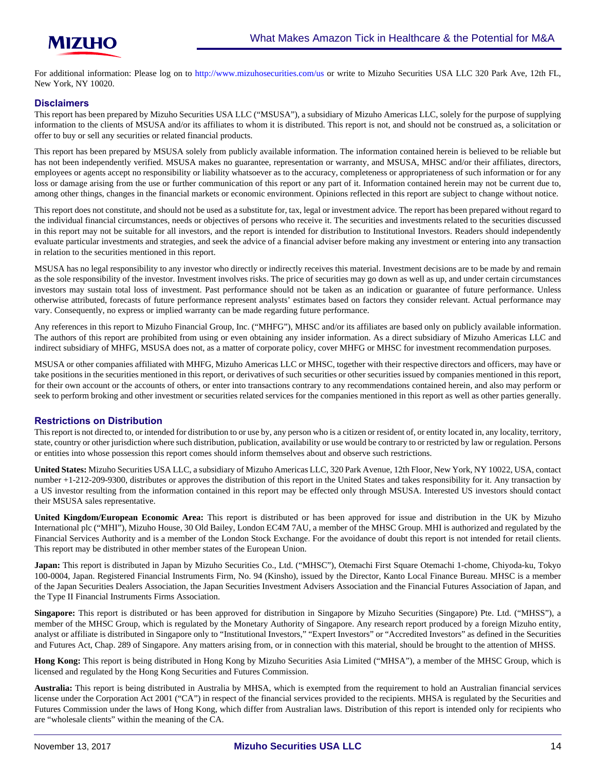For additional information: Please log on to http://www.mizuhosecurities.com/us or write to Mizuho Securities USA LLC 320 Park Ave, 12th FL, New York, NY 10020.

## Disclaimers

This report has been prepared by Mizuho Securities USA LLC ("MSUSA"), a subsidiary of Mizuho Americas LLC, solely for the purpose of supplying information to the clients of MSUSA and/or its affiliates to whom it is distributed. This report is not, and should not be construed as, a solicitation or offer to buy or sell any securities or related financial products.

This report has been prepared by MSUSA solely from publicly available information. The information contained herein is believed to be reliable but has not been independently verified. MSUSA makes no guarantee, representation or warranty, and MSUSA, MHSC and/or their affiliates, directors, employees or agents accept no responsibility or liability whatsoever as to the accuracy, completeness or appropriateness of such information or for any loss or damage arising from the use or further communication of this report or any part of it. Information contained herein may not be current due to, among other things, changes in the financial markets or economic environment. Opinions reflected in this report are subject to change without notice.

This report does not constitute, and should not be used as a substitute for, tax, legal or investment advice. The report has been prepared without regard to the individual financial circumstances, needs or objectives of persons who receive it. The securities and investments related to the securities discussed in this report may not be suitable for all investors, and the report is intended for distribution to Institutional Investors. Readers should independently evaluate particular investments and strategies, and seek the advice of a financial adviser before making any investment or entering into any transaction in relation to the securities mentioned in this report.

MSUSA has no legal responsibility to any investor who directly or indirectly receives this material. Investment decisions are to be made by and remain as the sole responsibility of the investor. Investment involves risks. The price of securities may go down as well as up, and under certain circumstances investors may sustain total loss of investment. Past performance should not be taken as an indication or guarantee of future performance. Unless otherwise attributed, forecasts of future performance represent analysts' estimates based on factors they consider relevant. Actual performance may vary. Consequently, no express or implied warranty can be made regarding future performance.

Any references in this report to Mizuho Financial Group, Inc. ("MHFG"), MHSC and/or its affiliates are based only on publicly available information. The authors of this report are prohibited from using or even obtaining any insider information. As a direct subsidiary of Mizuho Americas LLC and indirect subsidiary of MHFG, MSUSA does not, as a matter of corporate policy, cover MHFG or MHSC for investment recommendation purposes.

MSUSA or other companies affiliated with MHFG, Mizuho Americas LLC or MHSC, together with their respective directors and officers, may have or take positions in the securities mentioned in this report, or derivatives of such securities or other securities issued by companies mentioned in this report, for their own account or the accounts of others, or enter into transactions contrary to any recommendations contained herein, and also may perform or seek to perform broking and other investment or securities related services for the companies mentioned in this report as well as other parties generally.

## Restrictions on Distribution

This report is not directed to, or intended for distribution to or use by, any person who is a citizen or resident of, or entity located in, any locality, territory, state, country or other jurisdiction where such distribution, publication, availability or use would be contrary to or restricted by law or regulation. Persons or entities into whose possession this report comes should inform themselves about and observe such restrictions.

**United States:** Mizuho Securities USA LLC, a subsidiary of Mizuho Americas LLC, 320 Park Avenue, 12th Floor, New York, NY 10022, USA, contact number +1-212-209-9300, distributes or approves the distribution of this report in the United States and takes responsibility for it. Any transaction by a US investor resulting from the information contained in this report may be effected only through MSUSA. Interested US investors should contact their MSUSA sales representative.

**United Kingdom/European Economic Area:** This report is distributed or has been approved for issue and distribution in the UK by Mizuho International plc ("MHI"), Mizuho House, 30 Old Bailey, London EC4M 7AU, a member of the MHSC Group. MHI is authorized and regulated by the Financial Services Authority and is a member of the London Stock Exchange. For the avoidance of doubt this report is not intended for retail clients. This report may be distributed in other member states of the European Union.

**Japan:** This report is distributed in Japan by Mizuho Securities Co., Ltd. ("MHSC"), Otemachi First Square Otemachi 1-chome, Chiyoda-ku, Tokyo 100-0004, Japan. Registered Financial Instruments Firm, No. 94 (Kinsho), issued by the Director, Kanto Local Finance Bureau. MHSC is a member of the Japan Securities Dealers Association, the Japan Securities Investment Advisers Association and the Financial Futures Association of Japan, and the Type II Financial Instruments Firms Association.

**Singapore:** This report is distributed or has been approved for distribution in Singapore by Mizuho Securities (Singapore) Pte. Ltd. ("MHSS"), a member of the MHSC Group, which is regulated by the Monetary Authority of Singapore. Any research report produced by a foreign Mizuho entity, analyst or affiliate is distributed in Singapore only to "Institutional Investors," "Expert Investors" or "Accredited Investors" as defined in the Securities and Futures Act, Chap. 289 of Singapore. Any matters arising from, or in connection with this material, should be brought to the attention of MHSS.

**Hong Kong:** This report is being distributed in Hong Kong by Mizuho Securities Asia Limited ("MHSA"), a member of the MHSC Group, which is licensed and regulated by the Hong Kong Securities and Futures Commission.

**Australia:** This report is being distributed in Australia by MHSA, which is exempted from the requirement to hold an Australian financial services license under the Corporation Act 2001 ("CA") in respect of the financial services provided to the recipients. MHSA is regulated by the Securities and Futures Commission under the laws of Hong Kong, which differ from Australian laws. Distribution of this report is intended only for recipients who are "wholesale clients" within the meaning of the CA.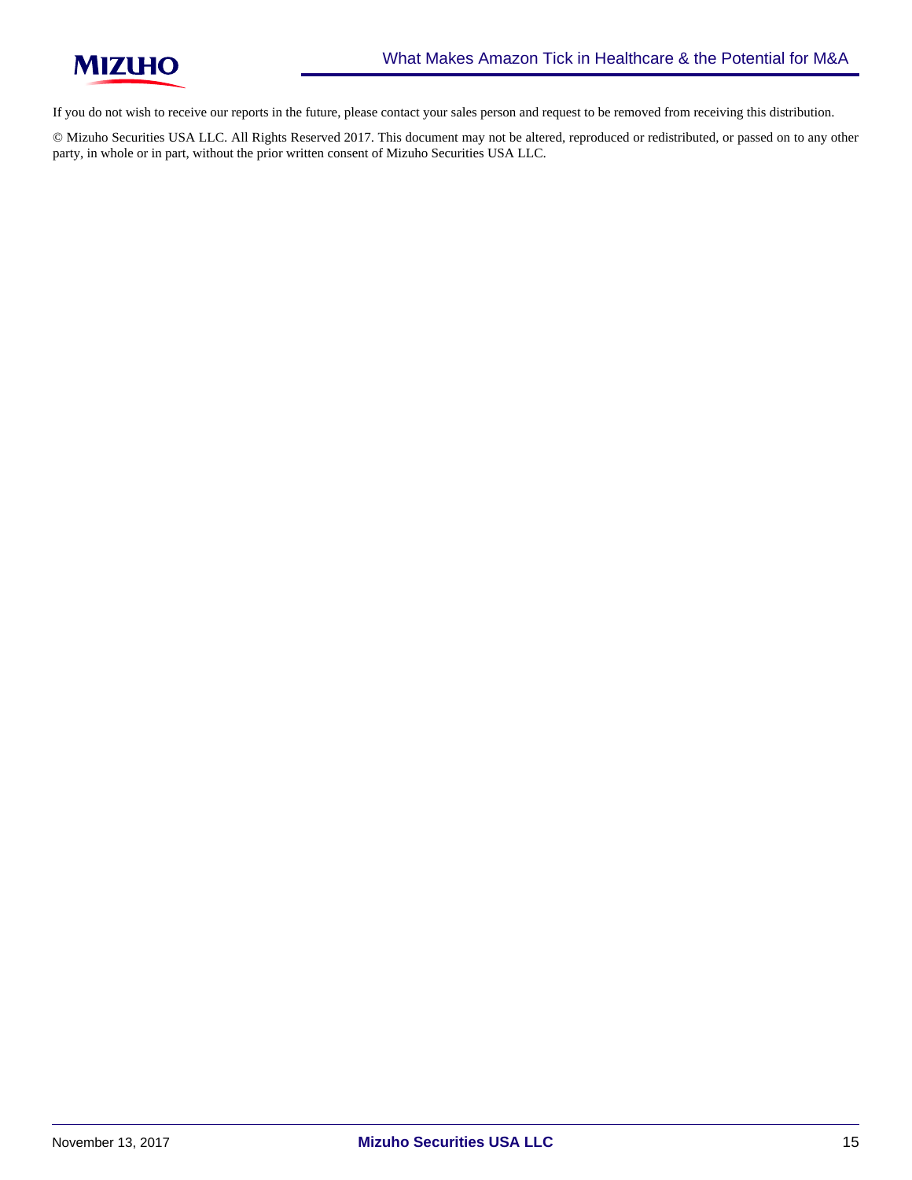If you do not wish to receive our reports in the future, please contact your sales person and request to be removed from receiving this distribution.

© Mizuho Securities USA LLC. All Rights Reserved 2017. This document may not be altered, reproduced or redistributed, or passed on to any other party, in whole or in part, without the prior written consent of Mizuho Securities USA LLC.